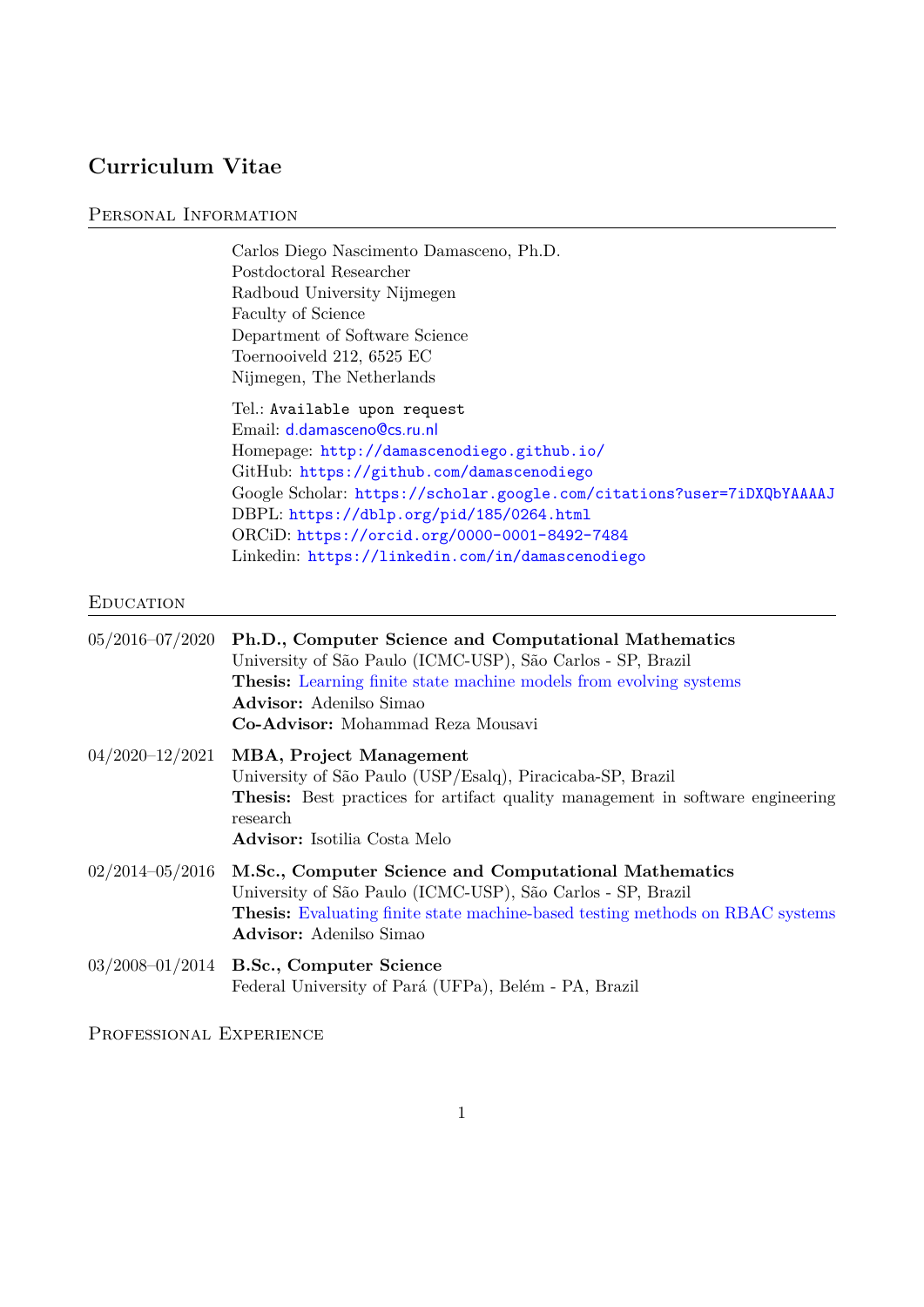# Curriculum Vitae

## Personal Information

Carlos Diego Nascimento Damasceno, Ph.D.
Postdoctoral Researcher
Radboud University Nijmegen
Faculty of Science
Department of Software Science
Toernooiveld 212, 6525 EC
Nijmegen, The Netherlands

Tel.: `Available upon request`
Email: d.damasceno@cs.ru.nl
Homepage: http://damascenodiego.github.io/
GitHub: https://github.com/damascenodiego
Google Scholar: https://scholar.google.com/citations?user=7iDXQbYAAAAJ
DBPL: https://dblp.org/pid/185/0264.html
ORCiD: https://orcid.org/0000-0001-8492-7484
Linkedin: https://linkedin.com/in/damascenodiego

## Education

**05/2016–07/2020** — **Ph.D., Computer Science and Computational Mathematics**
University of São Paulo (ICMC-USP), São Carlos - SP, Brazil
**Thesis:** Learning finite state machine models from evolving systems
**Advisor:** Adenilso Simao
**Co-Advisor:** Mohammad Reza Mousavi

**04/2020–12/2021** — **MBA, Project Management**
University of São Paulo (USP/Esalq), Piracicaba-SP, Brazil
**Thesis:** Best practices for artifact quality management in software engineering research
**Advisor:** Isotilia Costa Melo

**02/2014–05/2016** — **M.Sc., Computer Science and Computational Mathematics**
University of São Paulo (ICMC-USP), São Carlos - SP, Brazil
**Thesis:** Evaluating finite state machine-based testing methods on RBAC systems
**Advisor:** Adenilso Simao

**03/2008–01/2014** — **B.Sc., Computer Science**
Federal University of Pará (UFPa), Belém - PA, Brazil

## Professional Experience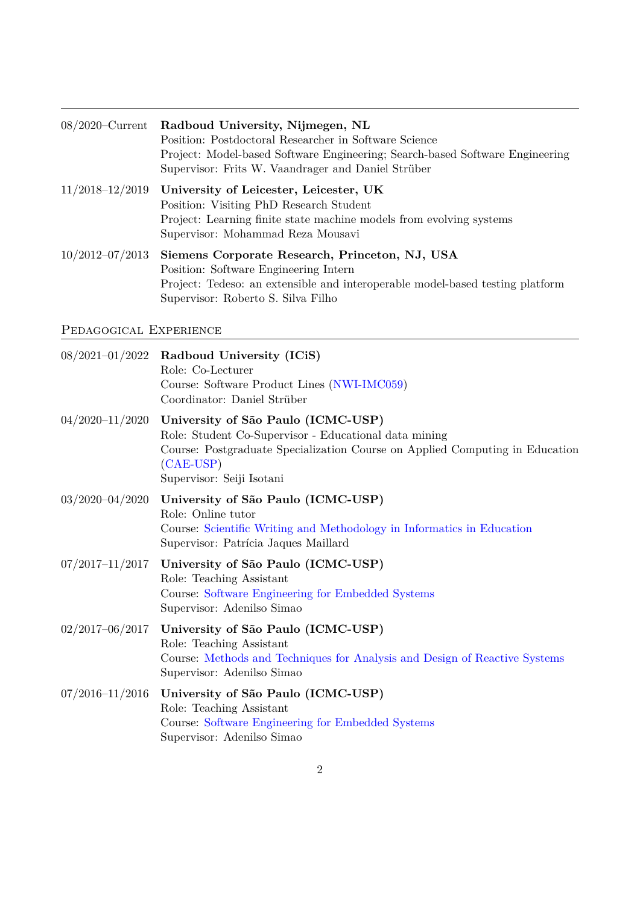08/2020–Current **Radboud University, Nijmegen, NL**
Position: Postdoctoral Researcher in Software Science
Project: Model-based Software Engineering; Search-based Software Engineering
Supervisor: Frits W. Vaandrager and Daniel Strüber

11/2018–12/2019 **University of Leicester, Leicester, UK**
Position: Visiting PhD Research Student
Project: Learning finite state machine models from evolving systems
Supervisor: Mohammad Reza Mousavi

10/2012–07/2013 **Siemens Corporate Research, Princeton, NJ, USA**
Position: Software Engineering Intern
Project: Tedeso: an extensible and interoperable model-based testing platform
Supervisor: Roberto S. Silva Filho

## Pedagogical Experience

08/2021–01/2022 **Radboud University (ICiS)**
Role: Co-Lecturer
Course: Software Product Lines (NWI-IMC059)
Coordinator: Daniel Strüber

04/2020–11/2020 **University of São Paulo (ICMC-USP)**
Role: Student Co-Supervisor - Educational data mining
Course: Postgraduate Specialization Course on Applied Computing in Education (CAE-USP)
Supervisor: Seiji Isotani

03/2020–04/2020 **University of São Paulo (ICMC-USP)**
Role: Online tutor
Course: Scientific Writing and Methodology in Informatics in Education
Supervisor: Patrícia Jaques Maillard

07/2017–11/2017 **University of São Paulo (ICMC-USP)**
Role: Teaching Assistant
Course: Software Engineering for Embedded Systems
Supervisor: Adenilso Simao

02/2017–06/2017 **University of São Paulo (ICMC-USP)**
Role: Teaching Assistant
Course: Methods and Techniques for Analysis and Design of Reactive Systems
Supervisor: Adenilso Simao

07/2016–11/2016 **University of São Paulo (ICMC-USP)**
Role: Teaching Assistant
Course: Software Engineering for Embedded Systems
Supervisor: Adenilso Simao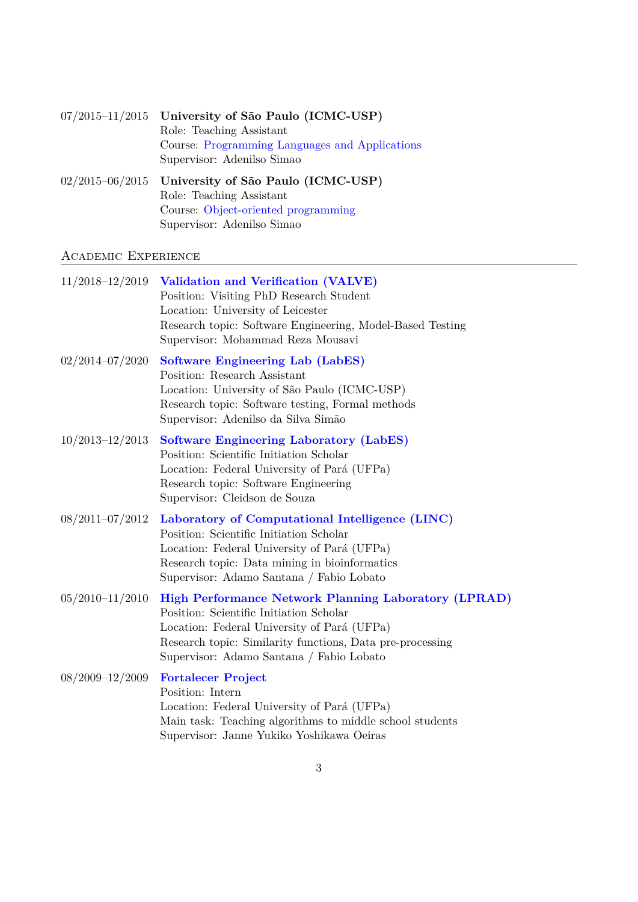07/2015–11/2015 **University of São Paulo (ICMC-USP)**
Role: Teaching Assistant
Course: Programming Languages and Applications
Supervisor: Adenilso Simao

02/2015–06/2015 **University of São Paulo (ICMC-USP)**
Role: Teaching Assistant
Course: Object-oriented programming
Supervisor: Adenilso Simao

## Academic Experience

11/2018–12/2019 **Validation and Verification (VALVE)**
Position: Visiting PhD Research Student
Location: University of Leicester
Research topic: Software Engineering, Model-Based Testing
Supervisor: Mohammad Reza Mousavi

02/2014–07/2020 **Software Engineering Lab (LabES)**
Position: Research Assistant
Location: University of São Paulo (ICMC-USP)
Research topic: Software testing, Formal methods
Supervisor: Adenilso da Silva Simão

10/2013–12/2013 **Software Engineering Laboratory (LabES)**
Position: Scientific Initiation Scholar
Location: Federal University of Pará (UFPa)
Research topic: Software Engineering
Supervisor: Cleidson de Souza

08/2011–07/2012 **Laboratory of Computational Intelligence (LINC)**
Position: Scientific Initiation Scholar
Location: Federal University of Pará (UFPa)
Research topic: Data mining in bioinformatics
Supervisor: Adamo Santana / Fabio Lobato

05/2010–11/2010 **High Performance Network Planning Laboratory (LPRAD)**
Position: Scientific Initiation Scholar
Location: Federal University of Pará (UFPa)
Research topic: Similarity functions, Data pre-processing
Supervisor: Adamo Santana / Fabio Lobato

08/2009–12/2009 **Fortalecer Project**
Position: Intern
Location: Federal University of Pará (UFPa)
Main task: Teaching algorithms to middle school students
Supervisor: Janne Yukiko Yoshikawa Oeiras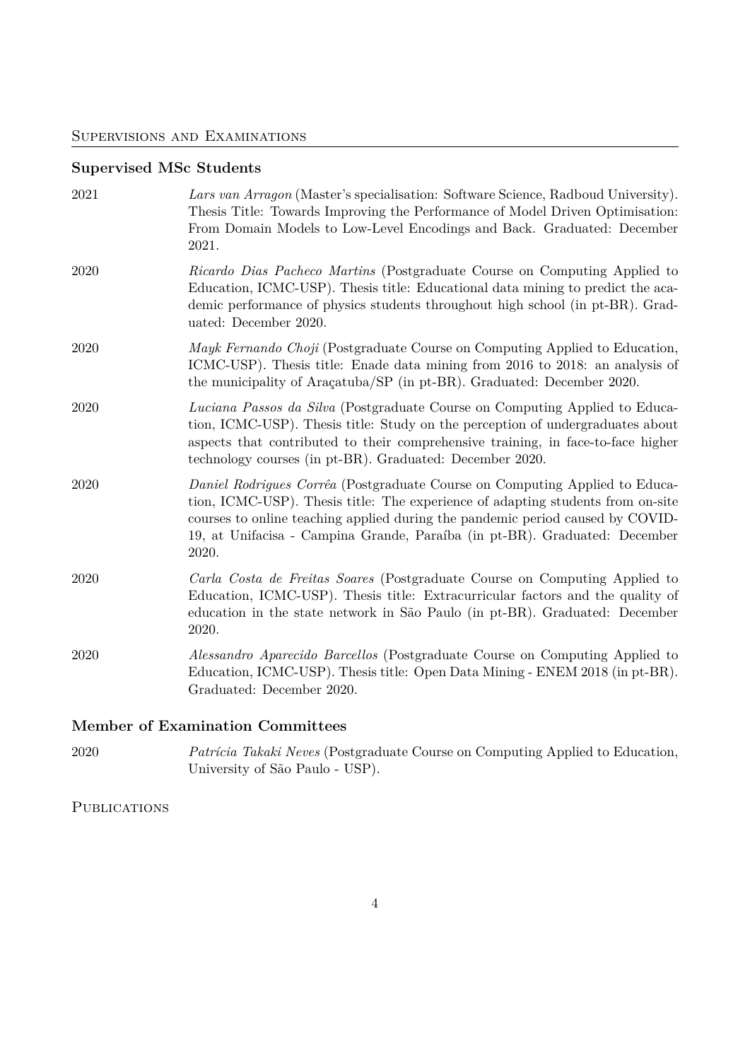## Supervisions and Examinations

### Supervised MSc Students

2021 — *Lars van Arragon* (Master's specialisation: Software Science, Radboud University). Thesis Title: Towards Improving the Performance of Model Driven Optimisation: From Domain Models to Low-Level Encodings and Back. Graduated: December 2021.

2020 — *Ricardo Dias Pacheco Martins* (Postgraduate Course on Computing Applied to Education, ICMC-USP). Thesis title: Educational data mining to predict the academic performance of physics students throughout high school (in pt-BR). Graduated: December 2020.

2020 — *Mayk Fernando Choji* (Postgraduate Course on Computing Applied to Education, ICMC-USP). Thesis title: Enade data mining from 2016 to 2018: an analysis of the municipality of Araçatuba/SP (in pt-BR). Graduated: December 2020.

2020 — *Luciana Passos da Silva* (Postgraduate Course on Computing Applied to Education, ICMC-USP). Thesis title: Study on the perception of undergraduates about aspects that contributed to their comprehensive training, in face-to-face higher technology courses (in pt-BR). Graduated: December 2020.

2020 — *Daniel Rodrigues Corrêa* (Postgraduate Course on Computing Applied to Education, ICMC-USP). Thesis title: The experience of adapting students from on-site courses to online teaching applied during the pandemic period caused by COVID-19, at Unifacisa - Campina Grande, Paraíba (in pt-BR). Graduated: December 2020.

2020 — *Carla Costa de Freitas Soares* (Postgraduate Course on Computing Applied to Education, ICMC-USP). Thesis title: Extracurricular factors and the quality of education in the state network in São Paulo (in pt-BR). Graduated: December 2020.

2020 — *Alessandro Aparecido Barcellos* (Postgraduate Course on Computing Applied to Education, ICMC-USP). Thesis title: Open Data Mining - ENEM 2018 (in pt-BR). Graduated: December 2020.

### Member of Examination Committees

2020 — *Patrícia Takaki Neves* (Postgraduate Course on Computing Applied to Education, University of São Paulo - USP).

## Publications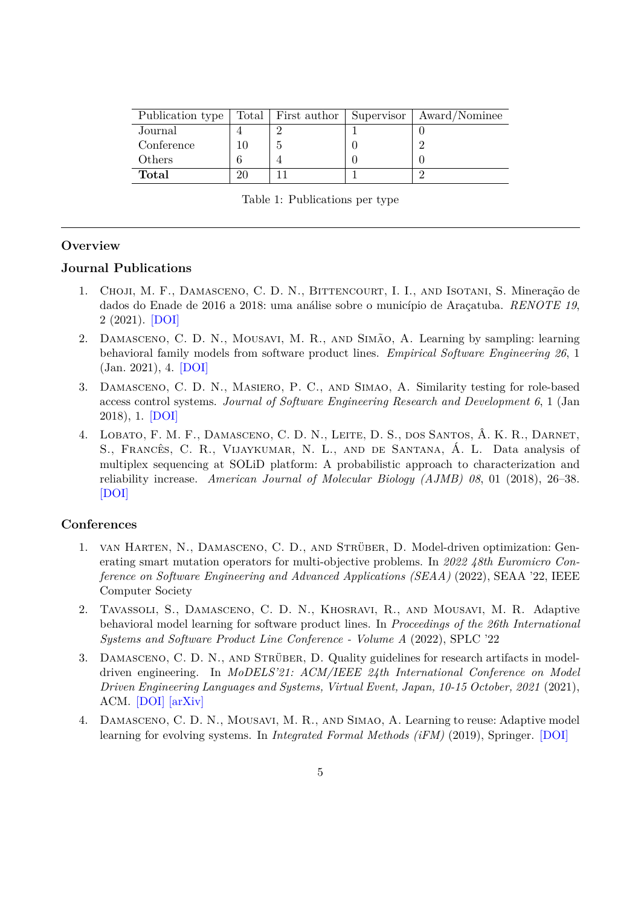| Publication type | Total | First author | Supervisor | Award/Nominee |
|---|---|---|---|---|
| Journal | 4 | 2 | 1 | 0 |
| Conference | 10 | 5 | 0 | 2 |
| Others | 6 | 4 | 0 | 0 |
| **Total** | 20 | 11 | 1 | 2 |

Table 1: Publications per type

---

## Overview

### Journal Publications

1. Choji, M. F., Damasceno, C. D. N., Bittencourt, I. I., and Isotani, S. Mineração de dados do Enade de 2016 a 2018: uma análise sobre o município de Araçatuba. *RENOTE 19*, 2 (2021). [DOI]

2. Damasceno, C. D. N., Mousavi, M. R., and Simão, A. Learning by sampling: learning behavioral family models from software product lines. *Empirical Software Engineering 26*, 1 (Jan. 2021), 4. [DOI]

3. Damasceno, C. D. N., Masiero, P. C., and Simao, A. Similarity testing for role-based access control systems. *Journal of Software Engineering Research and Development 6*, 1 (Jan 2018), 1. [DOI]

4. Lobato, F. M. F., Damasceno, C. D. N., Leite, D. S., dos Santos, Â. K. R., Darnet, S., Francês, C. R., Vijaykumar, N. L., and de Santana, Á. L. Data analysis of multiplex sequencing at SOLiD platform: A probabilistic approach to characterization and reliability increase. *American Journal of Molecular Biology (AJMB) 08*, 01 (2018), 26–38. [DOI]

### Conferences

1. van Harten, N., Damasceno, C. D., and Strüber, D. Model-driven optimization: Generating smart mutation operators for multi-objective problems. In *2022 48th Euromicro Conference on Software Engineering and Advanced Applications (SEAA)* (2022), SEAA '22, IEEE Computer Society

2. Tavassoli, S., Damasceno, C. D. N., Khosravi, R., and Mousavi, M. R. Adaptive behavioral model learning for software product lines. In *Proceedings of the 26th International Systems and Software Product Line Conference - Volume A* (2022), SPLC '22

3. Damasceno, C. D. N., and Strüber, D. Quality guidelines for research artifacts in model-driven engineering. In *MoDELS'21: ACM/IEEE 24th International Conference on Model Driven Engineering Languages and Systems, Virtual Event, Japan, 10-15 October, 2021* (2021), ACM. [DOI] [arXiv]

4. Damasceno, C. D. N., Mousavi, M. R., and Simao, A. Learning to reuse: Adaptive model learning for evolving systems. In *Integrated Formal Methods (iFM)* (2019), Springer. [DOI]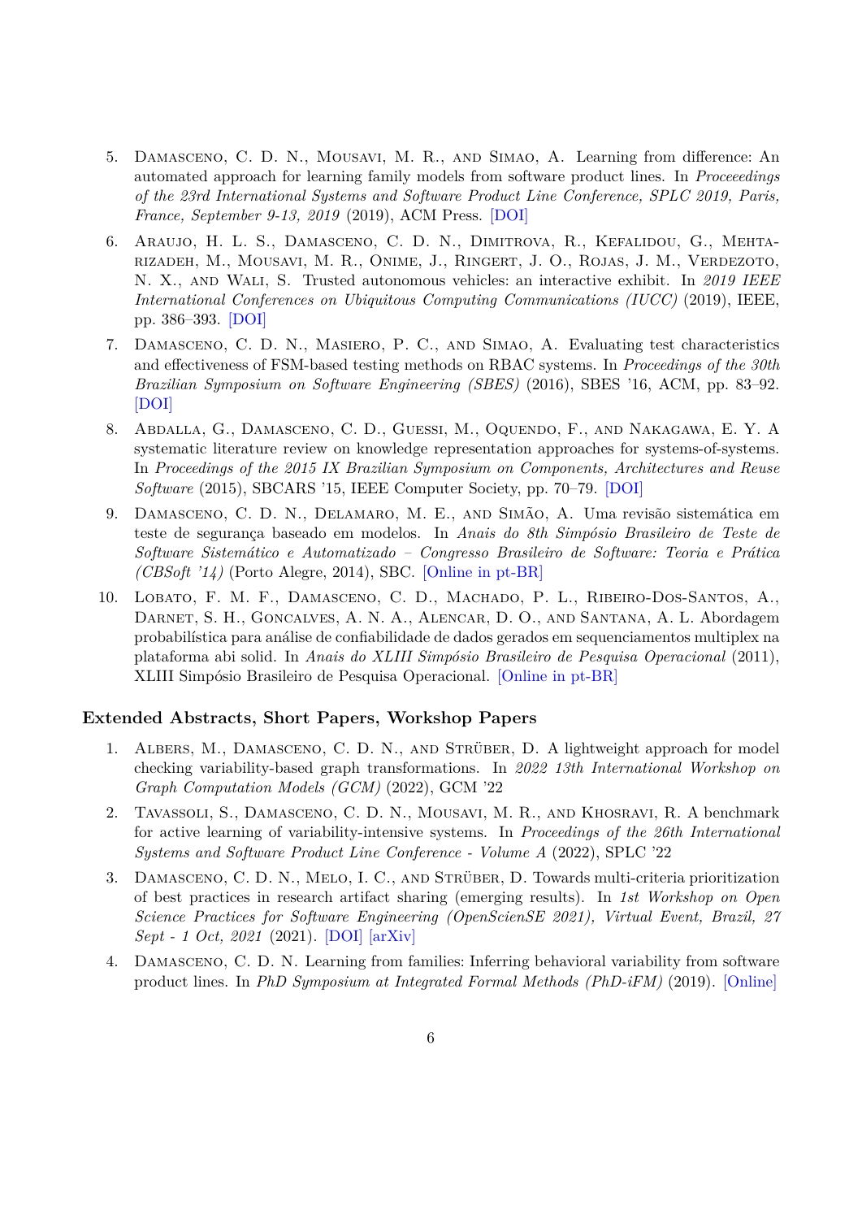5. Damasceno, C. D. N., Mousavi, M. R., and Simao, A. Learning from difference: An automated approach for learning family models from software product lines. In *Proceeedings of the 23rd International Systems and Software Product Line Conference, SPLC 2019, Paris, France, September 9-13, 2019* (2019), ACM Press. [DOI]

6. Araujo, H. L. S., Damasceno, C. D. N., Dimitrova, R., Kefalidou, G., Mehtarizadeh, M., Mousavi, M. R., Onime, J., Ringert, J. O., Rojas, J. M., Verdezoto, N. X., and Wali, S. Trusted autonomous vehicles: an interactive exhibit. In *2019 IEEE International Conferences on Ubiquitous Computing Communications (IUCC)* (2019), IEEE, pp. 386–393. [DOI]

7. Damasceno, C. D. N., Masiero, P. C., and Simao, A. Evaluating test characteristics and effectiveness of FSM-based testing methods on RBAC systems. In *Proceedings of the 30th Brazilian Symposium on Software Engineering (SBES)* (2016), SBES '16, ACM, pp. 83–92. [DOI]

8. Abdalla, G., Damasceno, C. D., Guessi, M., Oquendo, F., and Nakagawa, E. Y. A systematic literature review on knowledge representation approaches for systems-of-systems. In *Proceedings of the 2015 IX Brazilian Symposium on Components, Architectures and Reuse Software* (2015), SBCARS '15, IEEE Computer Society, pp. 70–79. [DOI]

9. Damasceno, C. D. N., Delamaro, M. E., and Simão, A. Uma revisão sistemática em teste de segurança baseado em modelos. In *Anais do 8th Simpósio Brasileiro de Teste de Software Sistemático e Automatizado – Congresso Brasileiro de Software: Teoria e Prática (CBSoft '14)* (Porto Alegre, 2014), SBC. [Online in pt-BR]

10. Lobato, F. M. F., Damasceno, C. D., Machado, P. L., Ribeiro-Dos-Santos, A., Darnet, S. H., Goncalves, A. N. A., Alencar, D. O., and Santana, A. L. Abordagem probabilística para análise de confiabilidade de dados gerados em sequenciamentos multiplex na plataforma abi solid. In *Anais do XLIII Simpósio Brasileiro de Pesquisa Operacional* (2011), XLIII Simpósio Brasileiro de Pesquisa Operacional. [Online in pt-BR]

### Extended Abstracts, Short Papers, Workshop Papers

1. Albers, M., Damasceno, C. D. N., and Strüber, D. A lightweight approach for model checking variability-based graph transformations. In *2022 13th International Workshop on Graph Computation Models (GCM)* (2022), GCM '22

2. Tavassoli, S., Damasceno, C. D. N., Mousavi, M. R., and Khosravi, R. A benchmark for active learning of variability-intensive systems. In *Proceedings of the 26th International Systems and Software Product Line Conference - Volume A* (2022), SPLC '22

3. Damasceno, C. D. N., Melo, I. C., and Strüber, D. Towards multi-criteria prioritization of best practices in research artifact sharing (emerging results). In *1st Workshop on Open Science Practices for Software Engineering (OpenScienSE 2021), Virtual Event, Brazil, 27 Sept - 1 Oct, 2021* (2021). [DOI] [arXiv]

4. Damasceno, C. D. N. Learning from families: Inferring behavioral variability from software product lines. In *PhD Symposium at Integrated Formal Methods (PhD-iFM)* (2019). [Online]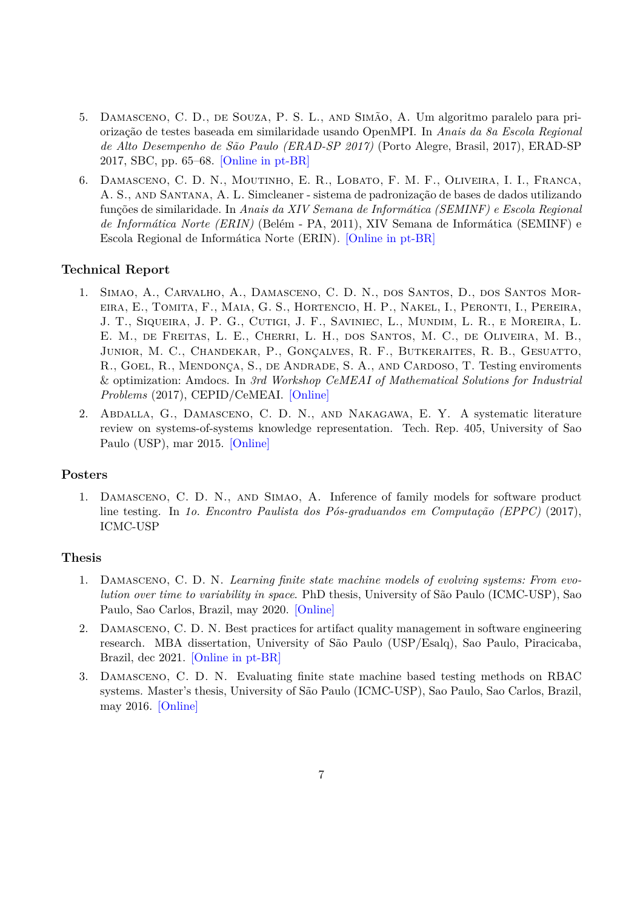5. Damasceno, C. D., de Souza, P. S. L., and Simão, A. Um algoritmo paralelo para priorização de testes baseada em similaridade usando OpenMPI. In *Anais da 8a Escola Regional de Alto Desempenho de São Paulo (ERAD-SP 2017)* (Porto Alegre, Brasil, 2017), ERAD-SP 2017, SBC, pp. 65–68. [Online in pt-BR]

6. Damasceno, C. D. N., Moutinho, E. R., Lobato, F. M. F., Oliveira, I. I., Franca, A. S., and Santana, A. L. Simcleaner - sistema de padronização de bases de dados utilizando funções de similaridade. In *Anais da XIV Semana de Informática (SEMINF) e Escola Regional de Informática Norte (ERIN)* (Belém - PA, 2011), XIV Semana de Informática (SEMINF) e Escola Regional de Informática Norte (ERIN). [Online in pt-BR]

### Technical Report

1. Simao, A., Carvalho, A., Damasceno, C. D. N., dos Santos, D., dos Santos Moreira, E., Tomita, F., Maia, G. S., Hortencio, H. P., Nakel, I., Peronti, I., Pereira, J. T., Siqueira, J. P. G., Cutigi, J. F., Saviniec, L., Mundim, L. R., e Moreira, L. E. M., de Freitas, L. E., Cherri, L. H., dos Santos, M. C., de Oliveira, M. B., Junior, M. C., Chandekar, P., Gonçalves, R. F., Butkeraites, R. B., Gesuatto, R., Goel, R., Mendonça, S., de Andrade, S. A., and Cardoso, T. Testing enviroments & optimization: Amdocs. In *3rd Workshop CeMEAI of Mathematical Solutions for Industrial Problems* (2017), CEPID/CeMEAI. [Online]

2. Abdalla, G., Damasceno, C. D. N., and Nakagawa, E. Y. A systematic literature review on systems-of-systems knowledge representation. Tech. Rep. 405, University of Sao Paulo (USP), mar 2015. [Online]

### Posters

1. Damasceno, C. D. N., and Simao, A. Inference of family models for software product line testing. In *1o. Encontro Paulista dos Pós-graduandos em Computação (EPPC)* (2017), ICMC-USP

### Thesis

1. Damasceno, C. D. N. *Learning finite state machine models of evolving systems: From evolution over time to variability in space*. PhD thesis, University of São Paulo (ICMC-USP), Sao Paulo, Sao Carlos, Brazil, may 2020. [Online]

2. Damasceno, C. D. N. Best practices for artifact quality management in software engineering research. MBA dissertation, University of São Paulo (USP/Esalq), Sao Paulo, Piracicaba, Brazil, dec 2021. [Online in pt-BR]

3. Damasceno, C. D. N. Evaluating finite state machine based testing methods on RBAC systems. Master's thesis, University of São Paulo (ICMC-USP), Sao Paulo, Sao Carlos, Brazil, may 2016. [Online]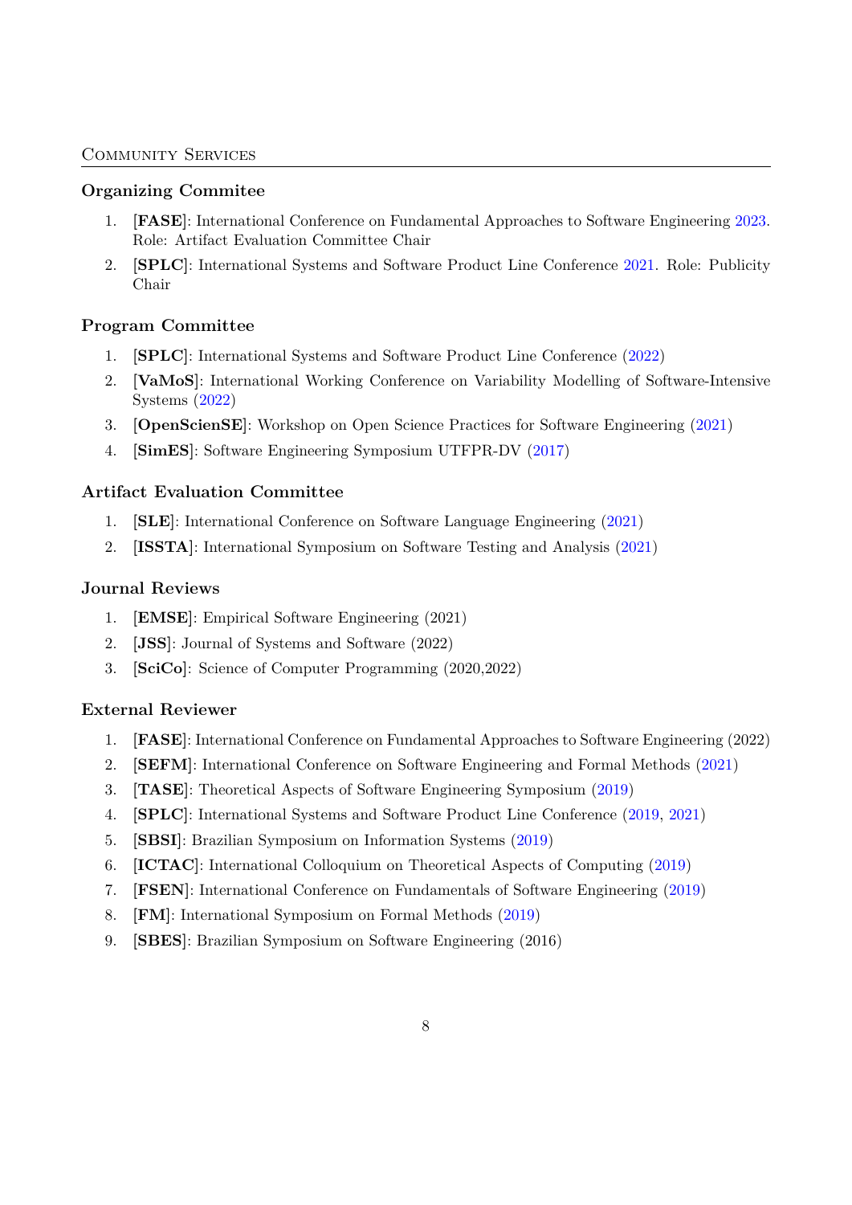## Community Services

### Organizing Commitee

1. **[FASE]**: International Conference on Fundamental Approaches to Software Engineering 2023. Role: Artifact Evaluation Committee Chair
2. **[SPLC]**: International Systems and Software Product Line Conference 2021. Role: Publicity Chair

### Program Committee

1. **[SPLC]**: International Systems and Software Product Line Conference (2022)
2. **[VaMoS]**: International Working Conference on Variability Modelling of Software-Intensive Systems (2022)
3. **[OpenScienSE]**: Workshop on Open Science Practices for Software Engineering (2021)
4. **[SimES]**: Software Engineering Symposium UTFPR-DV (2017)

### Artifact Evaluation Committee

1. **[SLE]**: International Conference on Software Language Engineering (2021)
2. **[ISSTA]**: International Symposium on Software Testing and Analysis (2021)

### Journal Reviews

1. **[EMSE]**: Empirical Software Engineering (2021)
2. **[JSS]**: Journal of Systems and Software (2022)
3. **[SciCo]**: Science of Computer Programming (2020,2022)

### External Reviewer

1. **[FASE]**: International Conference on Fundamental Approaches to Software Engineering (2022)
2. **[SEFM]**: International Conference on Software Engineering and Formal Methods (2021)
3. **[TASE]**: Theoretical Aspects of Software Engineering Symposium (2019)
4. **[SPLC]**: International Systems and Software Product Line Conference (2019, 2021)
5. **[SBSI]**: Brazilian Symposium on Information Systems (2019)
6. **[ICTAC]**: International Colloquium on Theoretical Aspects of Computing (2019)
7. **[FSEN]**: International Conference on Fundamentals of Software Engineering (2019)
8. **[FM]**: International Symposium on Formal Methods (2019)
9. **[SBES]**: Brazilian Symposium on Software Engineering (2016)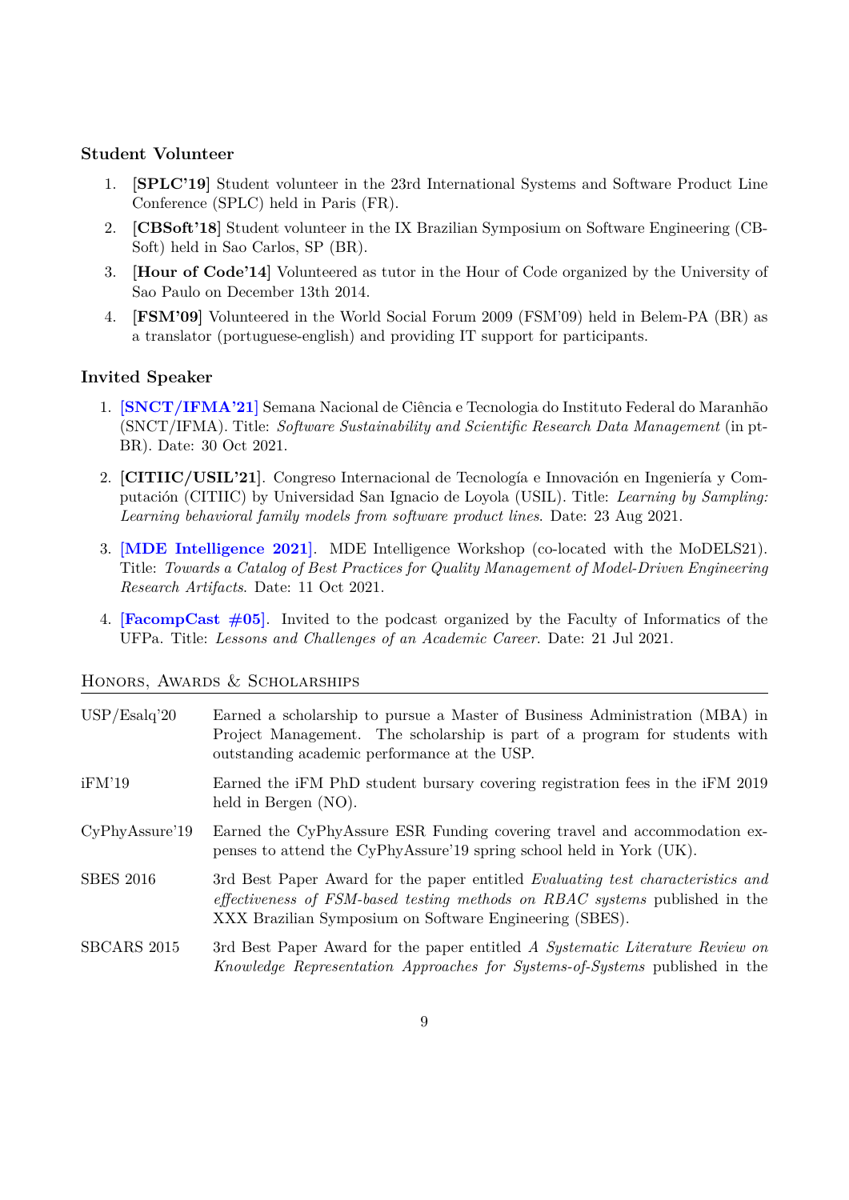### Student Volunteer

1. **[SPLC'19]** Student volunteer in the 23rd International Systems and Software Product Line Conference (SPLC) held in Paris (FR).
2. **[CBSoft'18]** Student volunteer in the IX Brazilian Symposium on Software Engineering (CBSoft) held in Sao Carlos, SP (BR).
3. **[Hour of Code'14]** Volunteered as tutor in the Hour of Code organized by the University of Sao Paulo on December 13th 2014.
4. **[FSM'09]** Volunteered in the World Social Forum 2009 (FSM'09) held in Belem-PA (BR) as a translator (portuguese-english) and providing IT support for participants.

### Invited Speaker

1. **[SNCT/IFMA'21]** Semana Nacional de Ciência e Tecnologia do Instituto Federal do Maranhão (SNCT/IFMA). Title: *Software Sustainability and Scientific Research Data Management* (in pt-BR). Date: 30 Oct 2021.

2. **[CITIIC/USIL'21]**. Congreso Internacional de Tecnología e Innovación en Ingeniería y Computación (CITIIC) by Universidad San Ignacio de Loyola (USIL). Title: *Learning by Sampling: Learning behavioral family models from software product lines*. Date: 23 Aug 2021.

3. **[MDE Intelligence 2021]**. MDE Intelligence Workshop (co-located with the MoDELS21). Title: *Towards a Catalog of Best Practices for Quality Management of Model-Driven Engineering Research Artifacts*. Date: 11 Oct 2021.

4. **[FacompCast #05]**. Invited to the podcast organized by the Faculty of Informatics of the UFPa. Title: *Lessons and Challenges of an Academic Career*. Date: 21 Jul 2021.

## Honors, Awards & Scholarships

| | |
|---|---|
| USP/Esalq'20 | Earned a scholarship to pursue a Master of Business Administration (MBA) in Project Management. The scholarship is part of a program for students with outstanding academic performance at the USP. |
| iFM'19 | Earned the iFM PhD student bursary covering registration fees in the iFM 2019 held in Bergen (NO). |
| CyPhyAssure'19 | Earned the CyPhyAssure ESR Funding covering travel and accommodation expenses to attend the CyPhyAssure'19 spring school held in York (UK). |
| SBES 2016 | 3rd Best Paper Award for the paper entitled *Evaluating test characteristics and effectiveness of FSM-based testing methods on RBAC systems* published in the XXX Brazilian Symposium on Software Engineering (SBES). |
| SBCARS 2015 | 3rd Best Paper Award for the paper entitled *A Systematic Literature Review on Knowledge Representation Approaches for Systems-of-Systems* published in the |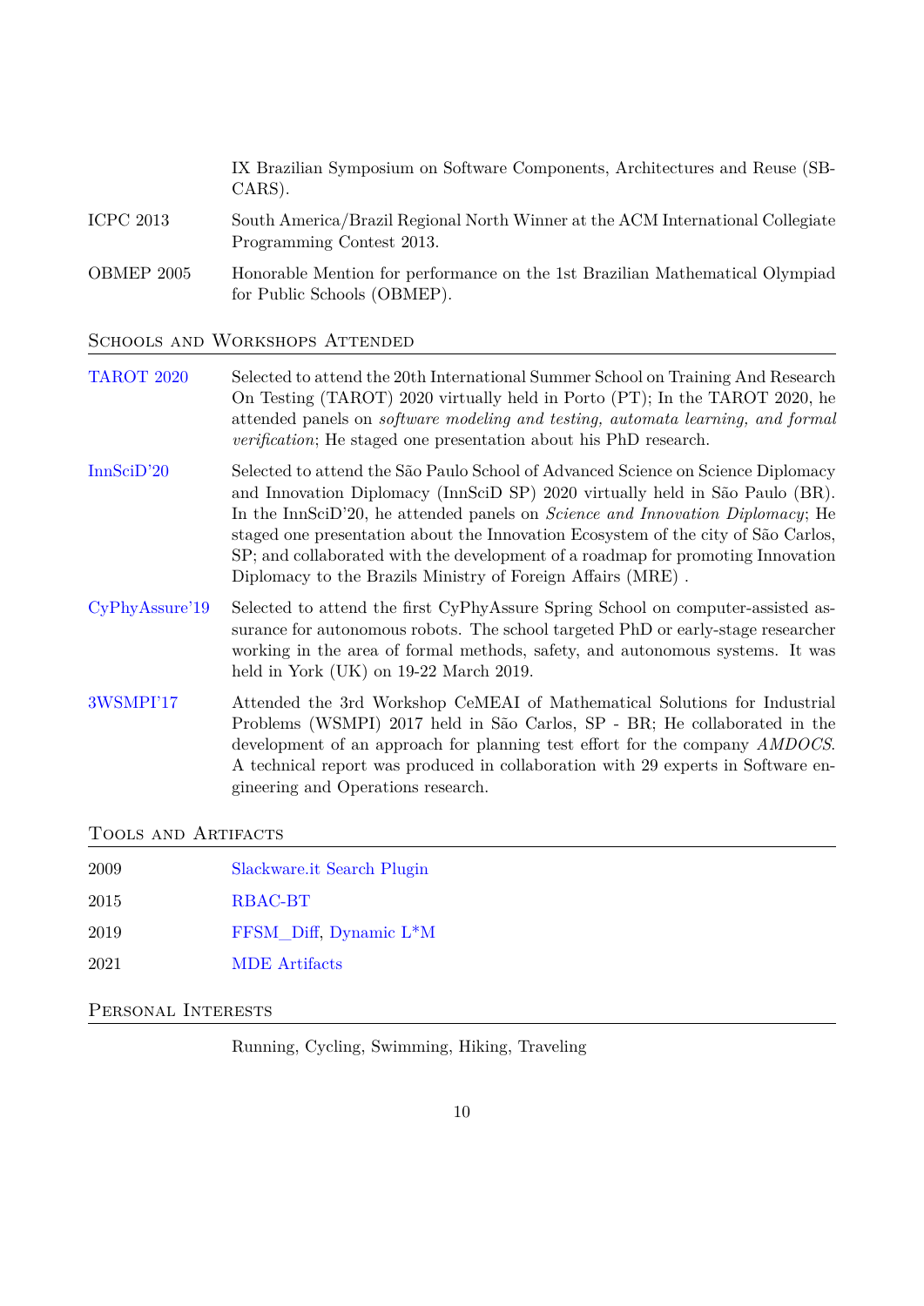IX Brazilian Symposium on Software Components, Architectures and Reuse (SBCARS).

ICPC 2013 — South America/Brazil Regional North Winner at the ACM International Collegiate Programming Contest 2013.

OBMEP 2005 — Honorable Mention for performance on the 1st Brazilian Mathematical Olympiad for Public Schools (OBMEP).

## Schools and Workshops Attended

**TAROT 2020** — Selected to attend the 20th International Summer School on Training And Research On Testing (TAROT) 2020 virtually held in Porto (PT); In the TAROT 2020, he attended panels on *software modeling and testing, automata learning, and formal verification*; He staged one presentation about his PhD research.

**InnSciD'20** — Selected to attend the São Paulo School of Advanced Science on Science Diplomacy and Innovation Diplomacy (InnSciD SP) 2020 virtually held in São Paulo (BR). In the InnSciD'20, he attended panels on *Science and Innovation Diplomacy*; He staged one presentation about the Innovation Ecosystem of the city of São Carlos, SP; and collaborated with the development of a roadmap for promoting Innovation Diplomacy to the Brazils Ministry of Foreign Affairs (MRE) .

**CyPhyAssure'19** — Selected to attend the first CyPhyAssure Spring School on computer-assisted assurance for autonomous robots. The school targeted PhD or early-stage researcher working in the area of formal methods, safety, and autonomous systems. It was held in York (UK) on 19-22 March 2019.

**3WSMPI'17** — Attended the 3rd Workshop CeMEAI of Mathematical Solutions for Industrial Problems (WSMPI) 2017 held in São Carlos, SP - BR; He collaborated in the development of an approach for planning test effort for the company *AMDOCS*. A technical report was produced in collaboration with 29 experts in Software engineering and Operations research.

## Tools and Artifacts

| | |
|---|---|
| 2009 | Slackware.it Search Plugin |
| 2015 | RBAC-BT |
| 2019 | FFSM_Diff, Dynamic L*M |
| 2021 | MDE Artifacts |

## Personal Interests

Running, Cycling, Swimming, Hiking, Traveling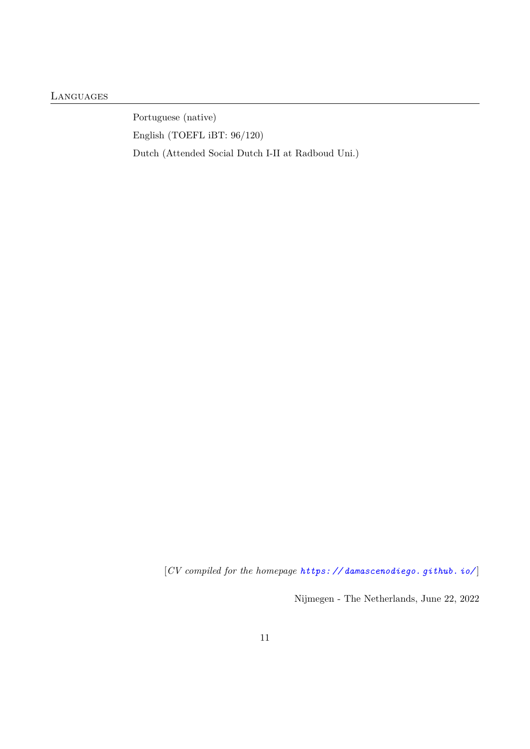## Languages

Portuguese (native)

English (TOEFL iBT: 96/120)

Dutch (Attended Social Dutch I-II at Radboud Uni.)

[*CV compiled for the homepage https://damascenodiego.github.io/*]

Nijmegen - The Netherlands, June 22, 2022